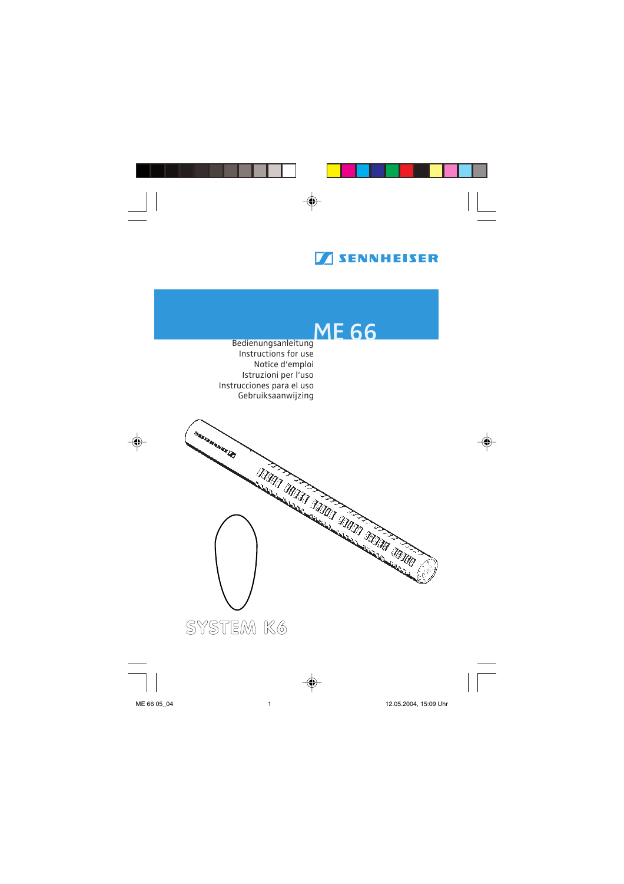SENNHEISER

# ME 66

Bedienungsanleitung
Instructions for use
Notice d'emploi
Istruzioni per l'uso
Instrucciones para el uso
Gebruiksaanwijzing

SYSTEM K6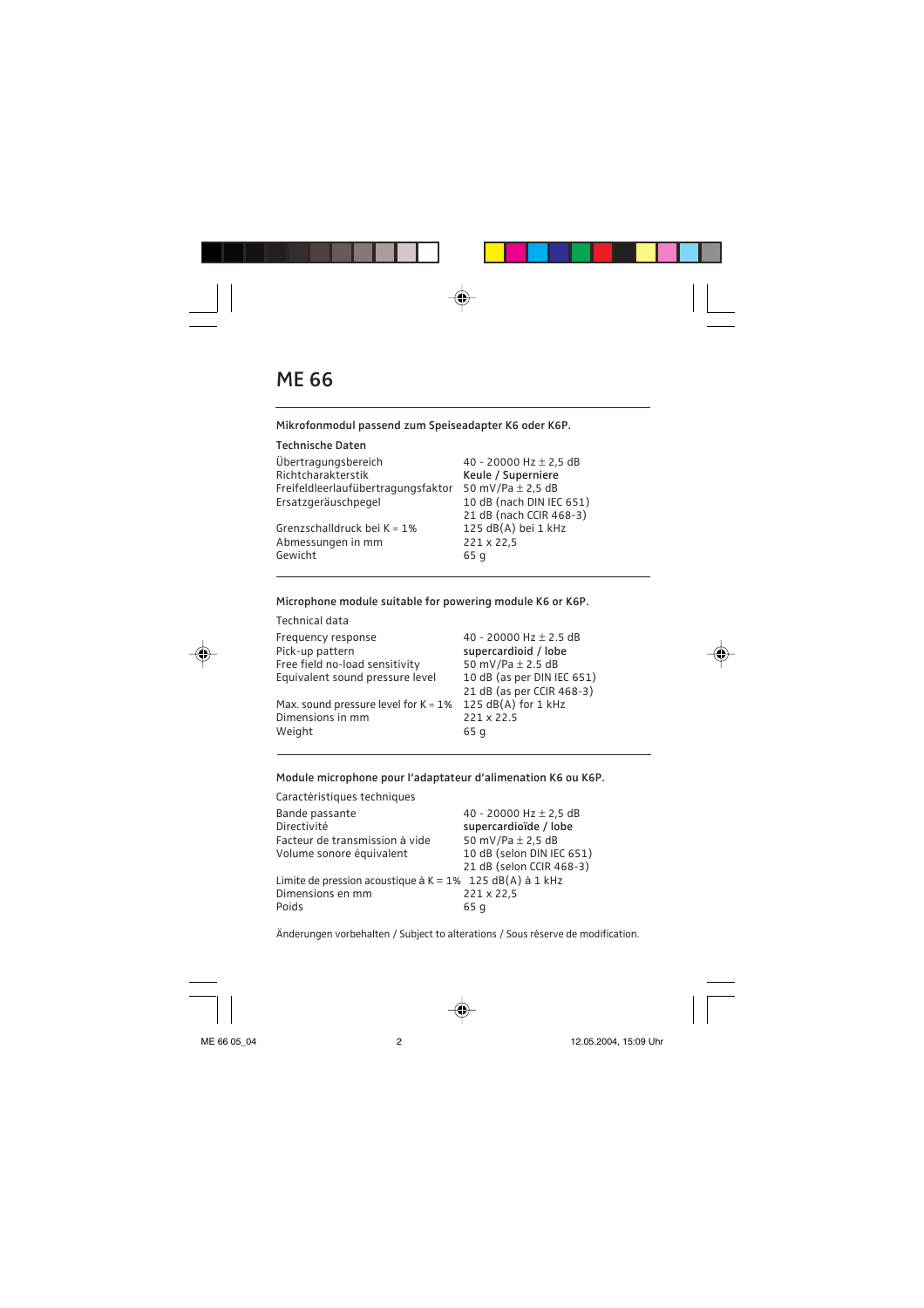# ME 66

Mikrofonmodul passend zum Speiseadapter K6 oder K6P.

**Technische Daten**

| | |
|---|---|
| Übertragungsbereich | 40 - 20000 Hz ± 2,5 dB |
| Richtcharakterstik | **Keule / Superniere** |
| Freifeldleerlaufübertragungsfaktor | 50 mV/Pa ± 2,5 dB |
| Ersatzgeräuschpegel | 10 dB (nach DIN IEC 651) |
| | 21 dB (nach CCIR 468-3) |
| Grenzschalldruck bei K = 1% | 125 dB(A) bei 1 kHz |
| Abmessungen in mm | 221 x 22,5 |
| Gewicht | 65 g |

Microphone module suitable for powering module K6 or K6P.

Technical data

| | |
|---|---|
| Frequency response | 40 - 20000 Hz ± 2.5 dB |
| Pick-up pattern | **supercardioid / lobe** |
| Free field no-load sensitivity | 50 mV/Pa ± 2.5 dB |
| Equivalent sound pressure level | 10 dB (as per DIN IEC 651) |
| | 21 dB (as per CCIR 468-3) |
| Max. sound pressure level for K = 1% | 125 dB(A) for 1 kHz |
| Dimensions in mm | 221 x 22.5 |
| Weight | 65 g |

Module microphone pour l'adaptateur d'alimenation K6 ou K6P.

Caractéristiques techniques

| | |
|---|---|
| Bande passante | 40 - 20000 Hz ± 2,5 dB |
| Directivité | **supercardioïde / lobe** |
| Facteur de transmission à vide | 50 mV/Pa ± 2,5 dB |
| Volume sonore équivalent | 10 dB (selon DIN IEC 651) |
| | 21 dB (selon CCIR 468-3) |
| Limite de pression acoustique à K = 1% | 125 dB(A) à 1 kHz |
| Dimensions en mm | 221 x 22,5 |
| Poids | 65 g |

Änderungen vorbehalten / Subject to alterations / Sous réserve de modification.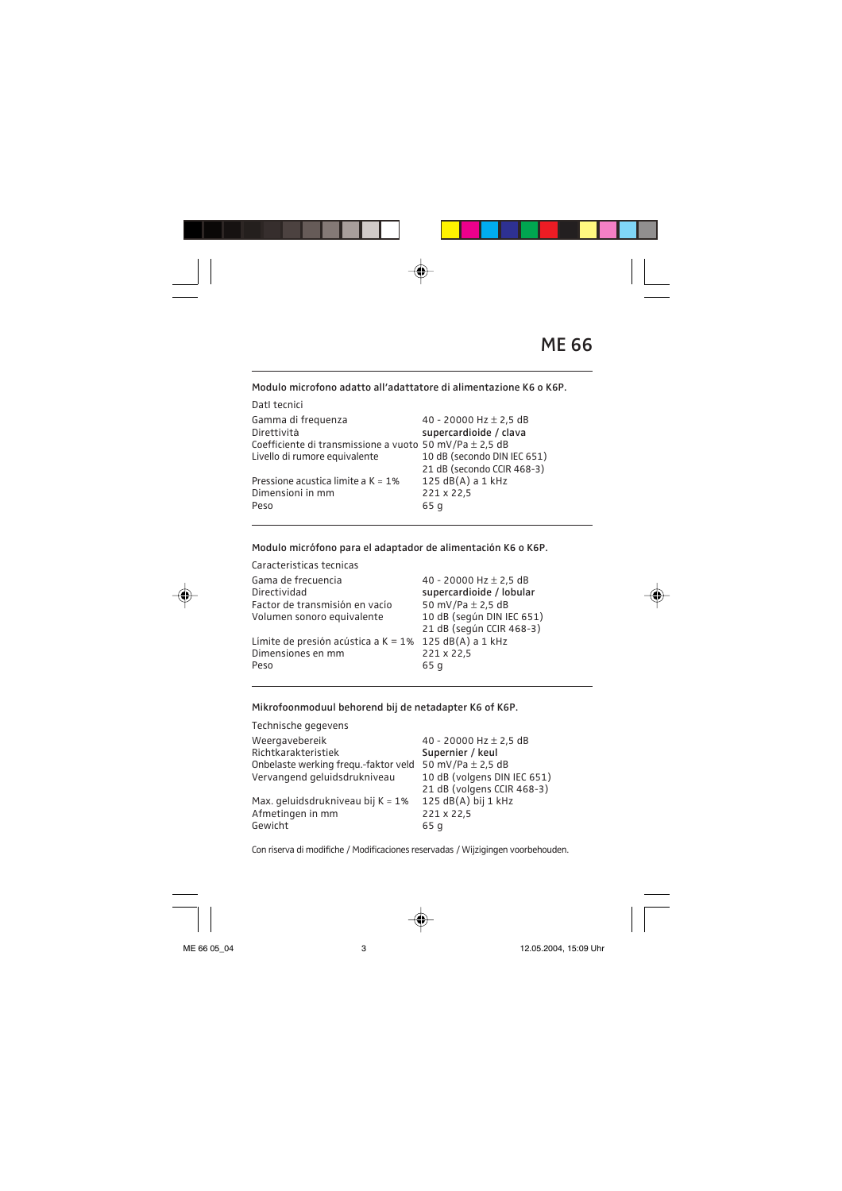# ME 66

## Modulo microfono adatto all'adattatore di alimentazione K6 o K6P.

Datl tecnici

| | |
|---|---|
| Gamma di frequenza | 40 - 20000 Hz ± 2,5 dB |
| Direttività | **supercardioide / clava** |
| Coefficiente di transmissione a vuoto | 50 mV/Pa ± 2,5 dB |
| Livello di rumore equivalente | 10 dB (secondo DIN IEC 651)<br>21 dB (secondo CCIR 468-3) |
| Pressione acustica limite a K = 1% | 125 dB(A) a 1 kHz |
| Dimensioni in mm | 221 x 22,5 |
| Peso | 65 g |

## Modulo micrófono para el adaptador de alimentación K6 o K6P.

Caracteristicas tecnicas

| | |
|---|---|
| Gama de frecuencia | 40 - 20000 Hz ± 2,5 dB |
| Directividad | **supercardioide / lobular** |
| Factor de transmisión en vacío | 50 mV/Pa ± 2,5 dB |
| Volumen sonoro equivalente | 10 dB (según DIN IEC 651)<br>21 dB (según CCIR 468-3) |
| Límite de presión acústica a K = 1% | 125 dB(A) a 1 kHz |
| Dimensiones en mm | 221 x 22,5 |
| Peso | 65 g |

## Mikrofoonmoduul behorend bij de netadapter K6 of K6P.

Technische gegevens

| | |
|---|---|
| Weergavebereik | 40 - 20000 Hz ± 2,5 dB |
| Richtkarakteristiek | **Supernier / keul** |
| Onbelaste werking frequ.-faktor veld | 50 mV/Pa ± 2,5 dB |
| Vervangend geluidsdrukniveau | 10 dB (volgens DIN IEC 651)<br>21 dB (volgens CCIR 468-3) |
| Max. geluidsdrukniveau bij K = 1% | 125 dB(A) bij 1 kHz |
| Afmetingen in mm | 221 x 22,5 |
| Gewicht | 65 g |

Con riserva di modifiche / Modificaciones reservadas / Wijzigingen voorbehouden.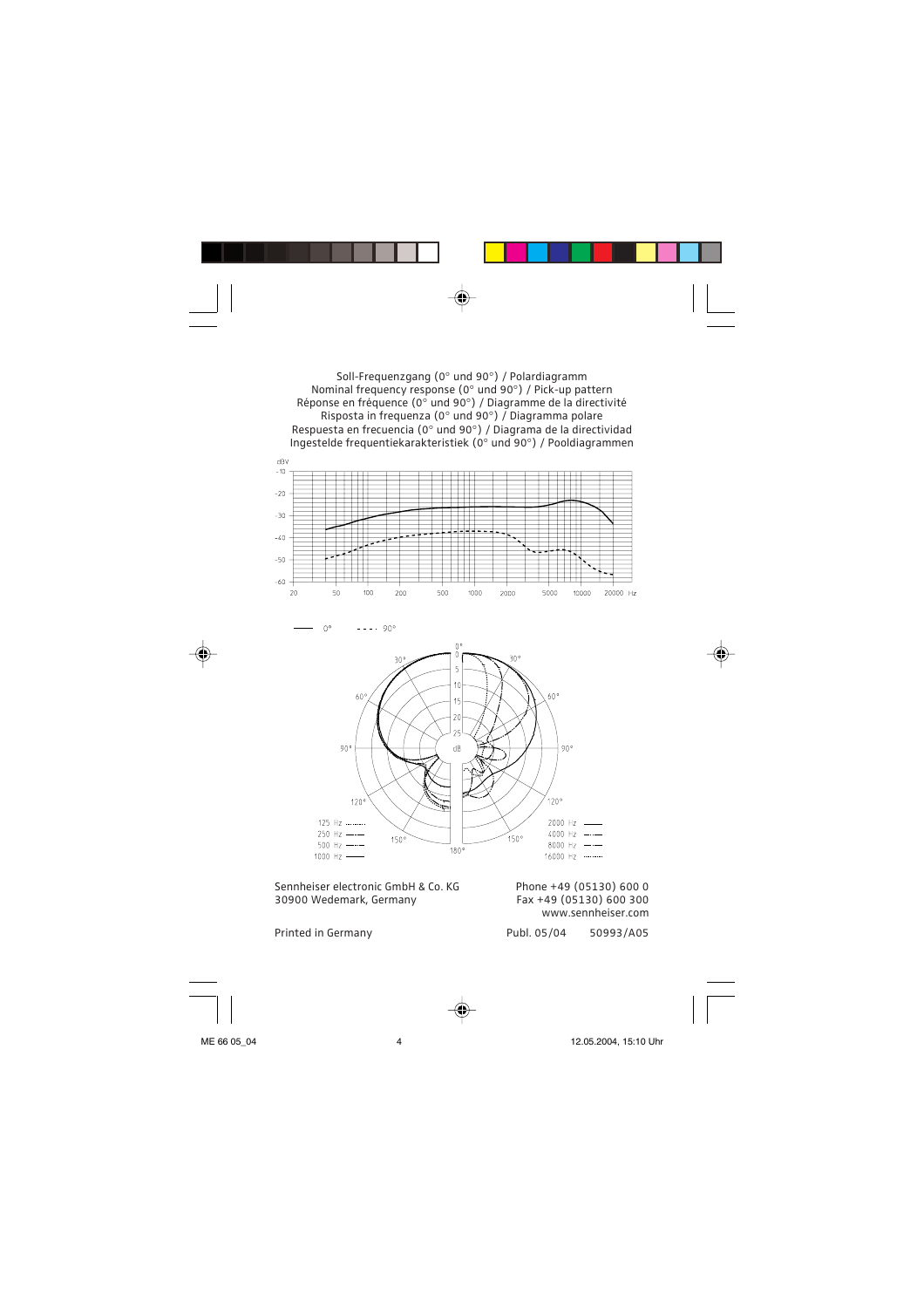Soll-Frequenzgang (0° und 90°) / Polardiagramm
Nominal frequency response (0° und 90°) / Pick-up pattern
Réponse en fréquence (0° und 90°) / Diagramme de la directivité
Risposta in frequenza (0° und 90°) / Diagramma polare
Respuesta en frecuencia (0° und 90°) / Diagrama de la directividad
Ingestelde frequentiekarakteristiek (0° und 90°) / Pooldiagrammen

dBV
-10
-20
-30
-40
-50
-60
20 50 100 200 500 1000 2000 5000 10000 20000 Hz

0° 90°

0° 30° 60° 90° 120° 150° 180°
0 5 10 15 20 25 dB

125 Hz
250 Hz
500 Hz
1000 Hz
2000 Hz
4000 Hz
8000 Hz
16000 Hz

Sennheiser electronic GmbH & Co. KG
30900 Wedemark, Germany

Phone +49 (05130) 600 0
Fax +49 (05130) 600 300
www.sennheiser.com

Printed in Germany

Publ. 05/04 50993/A05